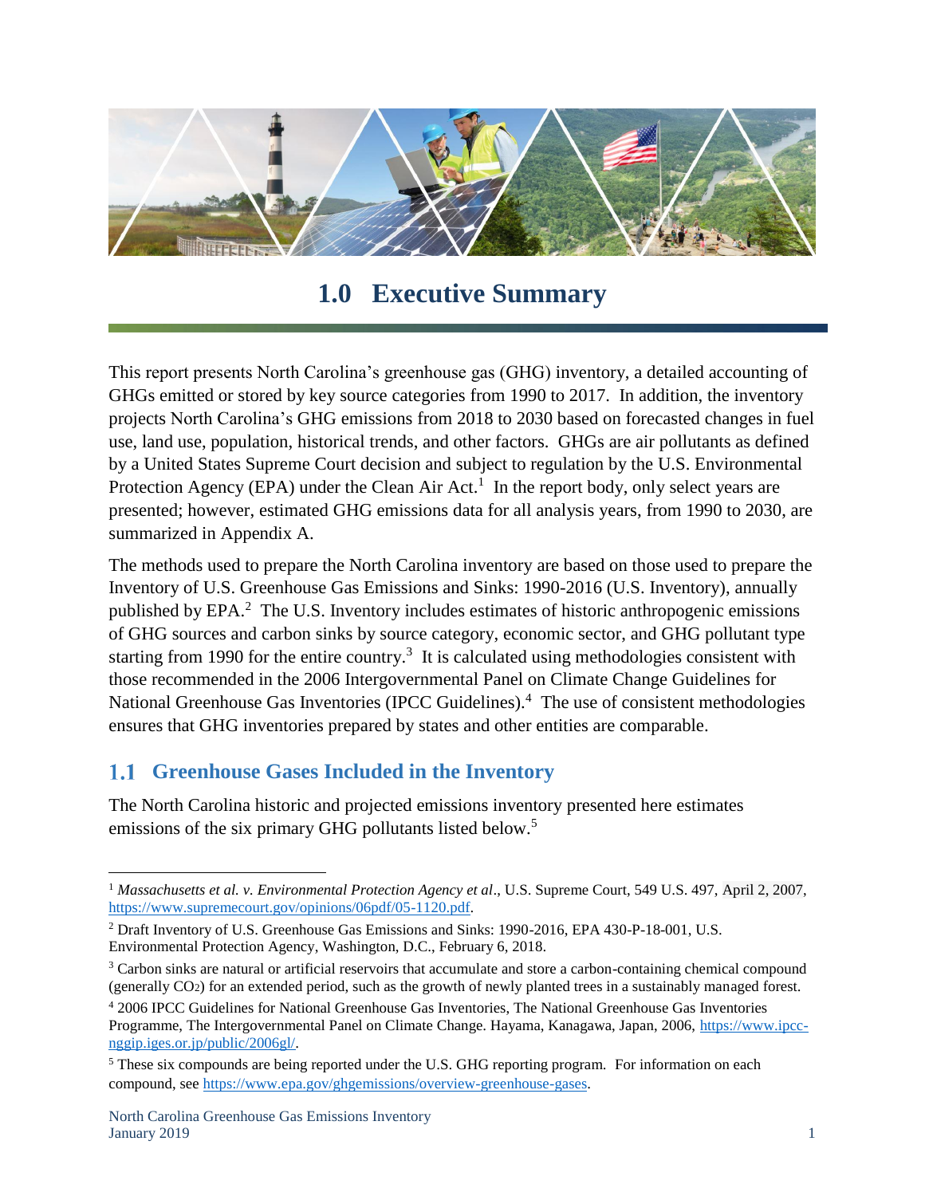# 1.0 Executive Summary

This report presents North Carolina's greenhouse gas (GHG) inventory, a detailed accounting of GHGs emitted or stored by key source categories from 1990 to 2017. In addition, the inventory projects North Carolina's GHG emissions from 2018 to 2030 based on forecasted changes in fuel use, land use, population, historical trends, and other factors. GHGs are air pollutants as defined by a United States Supreme Court decision and subject to regulation by the U.S. Environmental Protection Agency (EPA) under the Clean Air Act.[1] In the report body, only select years are presented; however, estimated GHG emissions data for all analysis years, from 1990 to 2030, are summarized in Appendix A.

The methods used to prepare the North Carolina inventory are based on those used to prepare the Inventory of U.S. Greenhouse Gas Emissions and Sinks: 1990-2016 (U.S. Inventory), annually published by EPA.[2] The U.S. Inventory includes estimates of historic anthropogenic emissions of GHG sources and carbon sinks by source category, economic sector, and GHG pollutant type starting from 1990 for the entire country.[3] It is calculated using methodologies consistent with those recommended in the 2006 Intergovernmental Panel on Climate Change Guidelines for National Greenhouse Gas Inventories (IPCC Guidelines).[4] The use of consistent methodologies ensures that GHG inventories prepared by states and other entities are comparable.

## 1.1 Greenhouse Gases Included in the Inventory

The North Carolina historic and projected emissions inventory presented here estimates emissions of the six primary GHG pollutants listed below.[5]

---

[1] *Massachusetts et al. v. Environmental Protection Agency et al*., U.S. Supreme Court, 549 U.S. 497, April 2, 2007, https://www.supremecourt.gov/opinions/06pdf/05-1120.pdf.

[2] Draft Inventory of U.S. Greenhouse Gas Emissions and Sinks: 1990-2016, EPA 430-P-18-001, U.S. Environmental Protection Agency, Washington, D.C., February 6, 2018.

[3] Carbon sinks are natural or artificial reservoirs that accumulate and store a carbon-containing chemical compound (generally $CO_2$) for an extended period, such as the growth of newly planted trees in a sustainably managed forest.

[4] 2006 IPCC Guidelines for National Greenhouse Gas Inventories, The National Greenhouse Gas Inventories Programme, The Intergovernmental Panel on Climate Change. Hayama, Kanagawa, Japan, 2006, https://www.ipcc-nggip.iges.or.jp/public/2006gl/.

[5] These six compounds are being reported under the U.S. GHG reporting program. For information on each compound, see https://www.epa.gov/ghgemissions/overview-greenhouse-gases.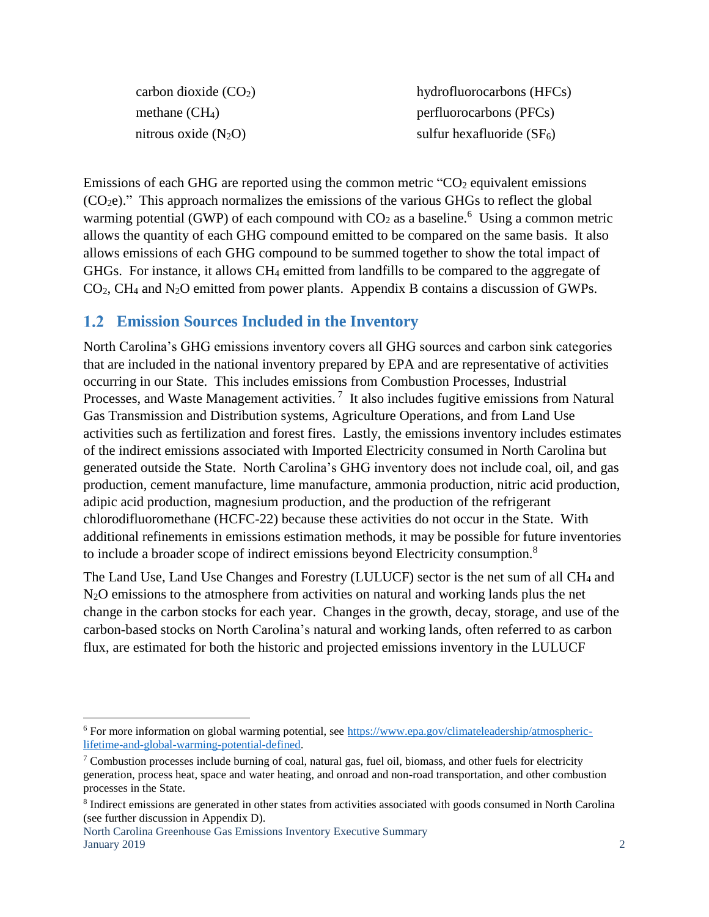- carbon dioxide ($CO_2$)
- methane ($CH_4$)
- nitrous oxide ($N_2O$)
- hydrofluorocarbons (HFCs)
- perfluorocarbons (PFCs)
- sulfur hexafluoride ($SF_6$)

Emissions of each GHG are reported using the common metric "$CO_2$ equivalent emissions ($CO_2e$)." This approach normalizes the emissions of the various GHGs to reflect the global warming potential (GWP) of each compound with $CO_2$ as a baseline.[6] Using a common metric allows the quantity of each GHG compound emitted to be compared on the same basis. It also allows emissions of each GHG compound to be summed together to show the total impact of GHGs. For instance, it allows $CH_4$ emitted from landfills to be compared to the aggregate of $CO_2$, $CH_4$ and $N_2O$ emitted from power plants. Appendix B contains a discussion of GWPs.

## 1.2 Emission Sources Included in the Inventory

North Carolina's GHG emissions inventory covers all GHG sources and carbon sink categories that are included in the national inventory prepared by EPA and are representative of activities occurring in our State. This includes emissions from Combustion Processes, Industrial Processes, and Waste Management activities.[7] It also includes fugitive emissions from Natural Gas Transmission and Distribution systems, Agriculture Operations, and from Land Use activities such as fertilization and forest fires. Lastly, the emissions inventory includes estimates of the indirect emissions associated with Imported Electricity consumed in North Carolina but generated outside the State. North Carolina's GHG inventory does not include coal, oil, and gas production, cement manufacture, lime manufacture, ammonia production, nitric acid production, adipic acid production, magnesium production, and the production of the refrigerant chlorodifluoromethane (HCFC-22) because these activities do not occur in the State. With additional refinements in emissions estimation methods, it may be possible for future inventories to include a broader scope of indirect emissions beyond Electricity consumption.[8]

The Land Use, Land Use Changes and Forestry (LULUCF) sector is the net sum of all $CH_4$ and $N_2O$ emissions to the atmosphere from activities on natural and working lands plus the net change in the carbon stocks for each year. Changes in the growth, decay, storage, and use of the carbon-based stocks on North Carolina's natural and working lands, often referred to as carbon flux, are estimated for both the historic and projected emissions inventory in the LULUCF

---

[6] For more information on global warming potential, see https://www.epa.gov/climateleadership/atmospheric-lifetime-and-global-warming-potential-defined.

[7] Combustion processes include burning of coal, natural gas, fuel oil, biomass, and other fuels for electricity generation, process heat, space and water heating, and onroad and non-road transportation, and other combustion processes in the State.

[8] Indirect emissions are generated in other states from activities associated with goods consumed in North Carolina (see further discussion in Appendix D).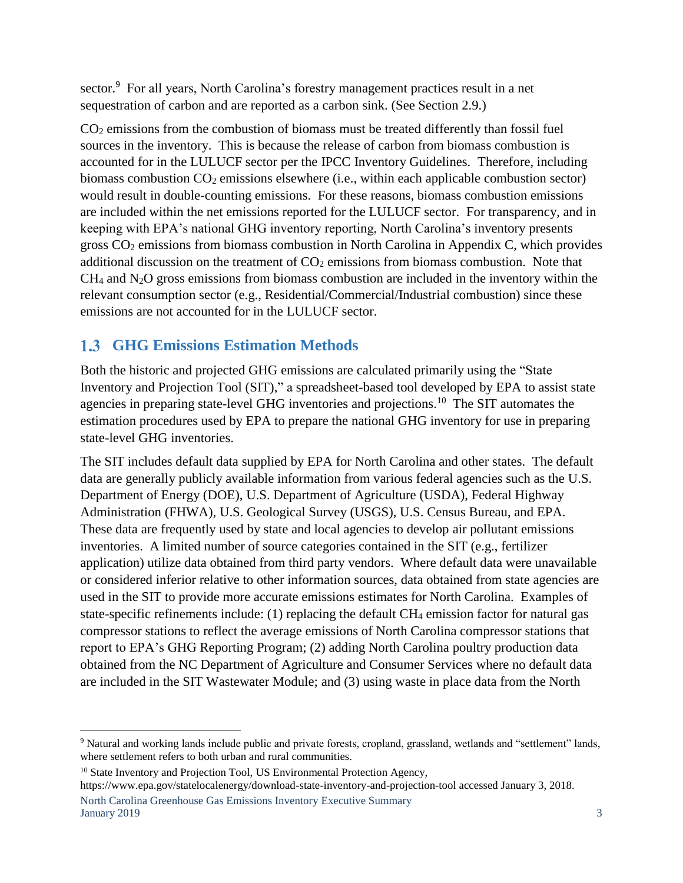sector.[9] For all years, North Carolina's forestry management practices result in a net sequestration of carbon and are reported as a carbon sink. (See Section 2.9.)

$CO_2$ emissions from the combustion of biomass must be treated differently than fossil fuel sources in the inventory. This is because the release of carbon from biomass combustion is accounted for in the LULUCF sector per the IPCC Inventory Guidelines. Therefore, including biomass combustion $CO_2$ emissions elsewhere (i.e., within each applicable combustion sector) would result in double-counting emissions. For these reasons, biomass combustion emissions are included within the net emissions reported for the LULUCF sector. For transparency, and in keeping with EPA's national GHG inventory reporting, North Carolina's inventory presents gross $CO_2$ emissions from biomass combustion in North Carolina in Appendix C, which provides additional discussion on the treatment of $CO_2$ emissions from biomass combustion. Note that $CH_4$ and $N_2O$ gross emissions from biomass combustion are included in the inventory within the relevant consumption sector (e.g., Residential/Commercial/Industrial combustion) since these emissions are not accounted for in the LULUCF sector.

## 1.3 GHG Emissions Estimation Methods

Both the historic and projected GHG emissions are calculated primarily using the "State Inventory and Projection Tool (SIT)," a spreadsheet-based tool developed by EPA to assist state agencies in preparing state-level GHG inventories and projections.[10] The SIT automates the estimation procedures used by EPA to prepare the national GHG inventory for use in preparing state-level GHG inventories.

The SIT includes default data supplied by EPA for North Carolina and other states. The default data are generally publicly available information from various federal agencies such as the U.S. Department of Energy (DOE), U.S. Department of Agriculture (USDA), Federal Highway Administration (FHWA), U.S. Geological Survey (USGS), U.S. Census Bureau, and EPA. These data are frequently used by state and local agencies to develop air pollutant emissions inventories. A limited number of source categories contained in the SIT (e.g., fertilizer application) utilize data obtained from third party vendors. Where default data were unavailable or considered inferior relative to other information sources, data obtained from state agencies are used in the SIT to provide more accurate emissions estimates for North Carolina. Examples of state-specific refinements include: (1) replacing the default $CH_4$ emission factor for natural gas compressor stations to reflect the average emissions of North Carolina compressor stations that report to EPA's GHG Reporting Program; (2) adding North Carolina poultry production data obtained from the NC Department of Agriculture and Consumer Services where no default data are included in the SIT Wastewater Module; and (3) using waste in place data from the North

---

[9] Natural and working lands include public and private forests, cropland, grassland, wetlands and "settlement" lands, where settlement refers to both urban and rural communities.

[10] State Inventory and Projection Tool, US Environmental Protection Agency, https://www.epa.gov/statelocalenergy/download-state-inventory-and-projection-tool accessed January 3, 2018.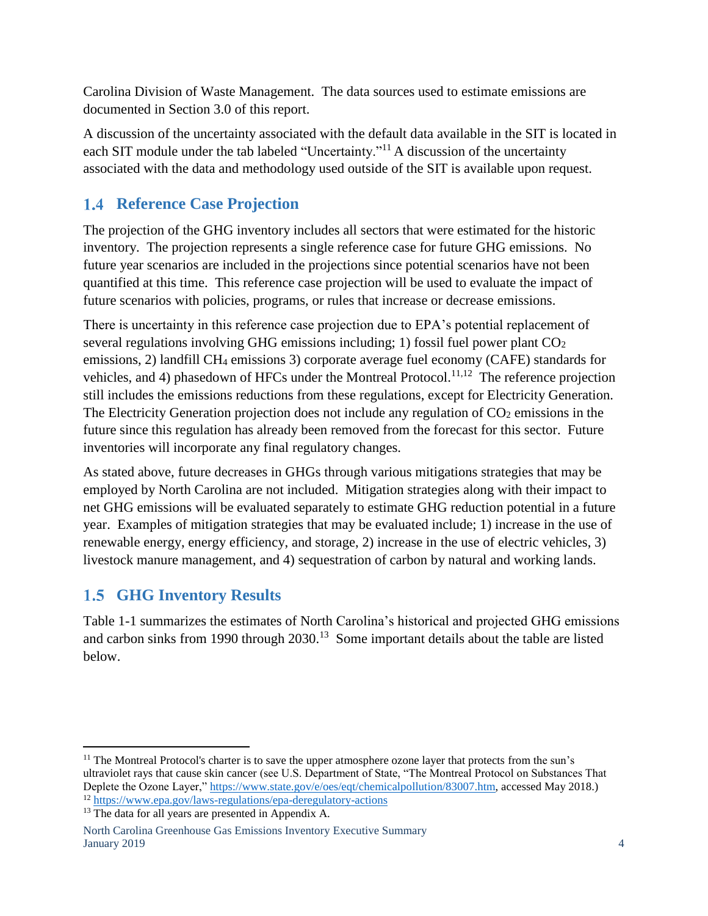Carolina Division of Waste Management. The data sources used to estimate emissions are documented in Section 3.0 of this report.

A discussion of the uncertainty associated with the default data available in the SIT is located in each SIT module under the tab labeled "Uncertainty."[11] A discussion of the uncertainty associated with the data and methodology used outside of the SIT is available upon request.

## 1.4 Reference Case Projection

The projection of the GHG inventory includes all sectors that were estimated for the historic inventory. The projection represents a single reference case for future GHG emissions. No future year scenarios are included in the projections since potential scenarios have not been quantified at this time. This reference case projection will be used to evaluate the impact of future scenarios with policies, programs, or rules that increase or decrease emissions.

There is uncertainty in this reference case projection due to EPA's potential replacement of several regulations involving GHG emissions including; 1) fossil fuel power plant $CO_2$ emissions, 2) landfill $CH_4$ emissions 3) corporate average fuel economy (CAFE) standards for vehicles, and 4) phasedown of HFCs under the Montreal Protocol.[11,12] The reference projection still includes the emissions reductions from these regulations, except for Electricity Generation. The Electricity Generation projection does not include any regulation of $CO_2$ emissions in the future since this regulation has already been removed from the forecast for this sector. Future inventories will incorporate any final regulatory changes.

As stated above, future decreases in GHGs through various mitigations strategies that may be employed by North Carolina are not included. Mitigation strategies along with their impact to net GHG emissions will be evaluated separately to estimate GHG reduction potential in a future year. Examples of mitigation strategies that may be evaluated include; 1) increase in the use of renewable energy, energy efficiency, and storage, 2) increase in the use of electric vehicles, 3) livestock manure management, and 4) sequestration of carbon by natural and working lands.

## 1.5 GHG Inventory Results

Table 1-1 summarizes the estimates of North Carolina's historical and projected GHG emissions and carbon sinks from 1990 through 2030.[13] Some important details about the table are listed below.

---

[11] The Montreal Protocol's charter is to save the upper atmosphere ozone layer that protects from the sun's ultraviolet rays that cause skin cancer (see U.S. Department of State, "The Montreal Protocol on Substances That Deplete the Ozone Layer," https://www.state.gov/e/oes/eqt/chemicalpollution/83007.htm, accessed May 2018.)

[12] https://www.epa.gov/laws-regulations/epa-deregulatory-actions

[13] The data for all years are presented in Appendix A.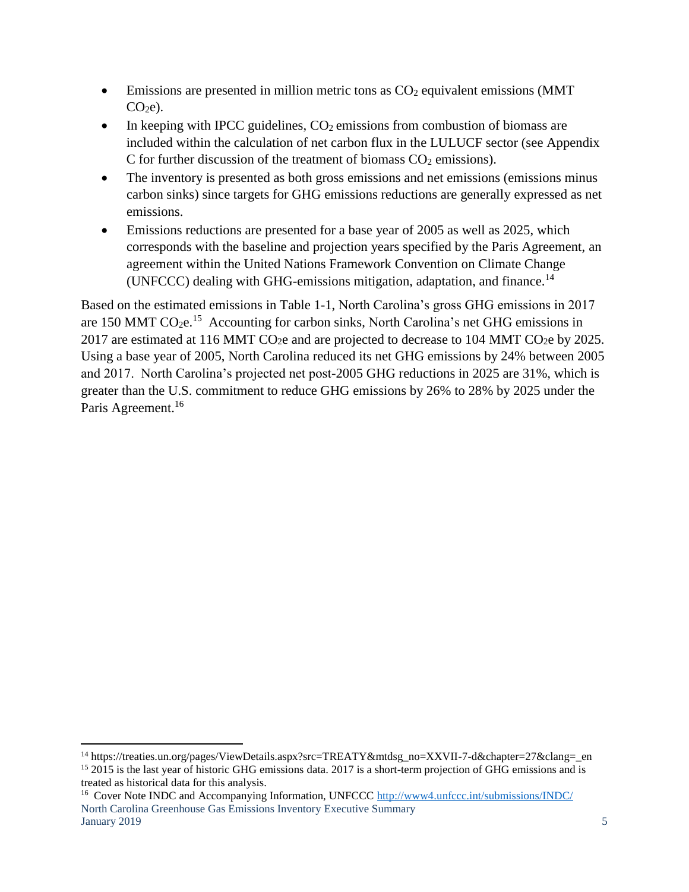- Emissions are presented in million metric tons as $CO_2$ equivalent emissions (MMT $CO_2e$).
- In keeping with IPCC guidelines, $CO_2$ emissions from combustion of biomass are included within the calculation of net carbon flux in the LULUCF sector (see Appendix C for further discussion of the treatment of biomass $CO_2$ emissions).
- The inventory is presented as both gross emissions and net emissions (emissions minus carbon sinks) since targets for GHG emissions reductions are generally expressed as net emissions.
- Emissions reductions are presented for a base year of 2005 as well as 2025, which corresponds with the baseline and projection years specified by the Paris Agreement, an agreement within the United Nations Framework Convention on Climate Change (UNFCCC) dealing with GHG-emissions mitigation, adaptation, and finance.[14]

Based on the estimated emissions in Table 1-1, North Carolina's gross GHG emissions in 2017 are 150 MMT $CO_2e$.[15] Accounting for carbon sinks, North Carolina's net GHG emissions in 2017 are estimated at 116 MMT $CO_2e$ and are projected to decrease to 104 MMT $CO_2e$ by 2025. Using a base year of 2005, North Carolina reduced its net GHG emissions by 24% between 2005 and 2017. North Carolina's projected net post-2005 GHG reductions in 2025 are 31%, which is greater than the U.S. commitment to reduce GHG emissions by 26% to 28% by 2025 under the Paris Agreement.[16]

---

[14] https://treaties.un.org/pages/ViewDetails.aspx?src=TREATY&mtdsg_no=XXVII-7-d&chapter=27&clang=_en

[15] 2015 is the last year of historic GHG emissions data. 2017 is a short-term projection of GHG emissions and is treated as historical data for this analysis.

[16] Cover Note INDC and Accompanying Information, UNFCCC http://www4.unfccc.int/submissions/INDC/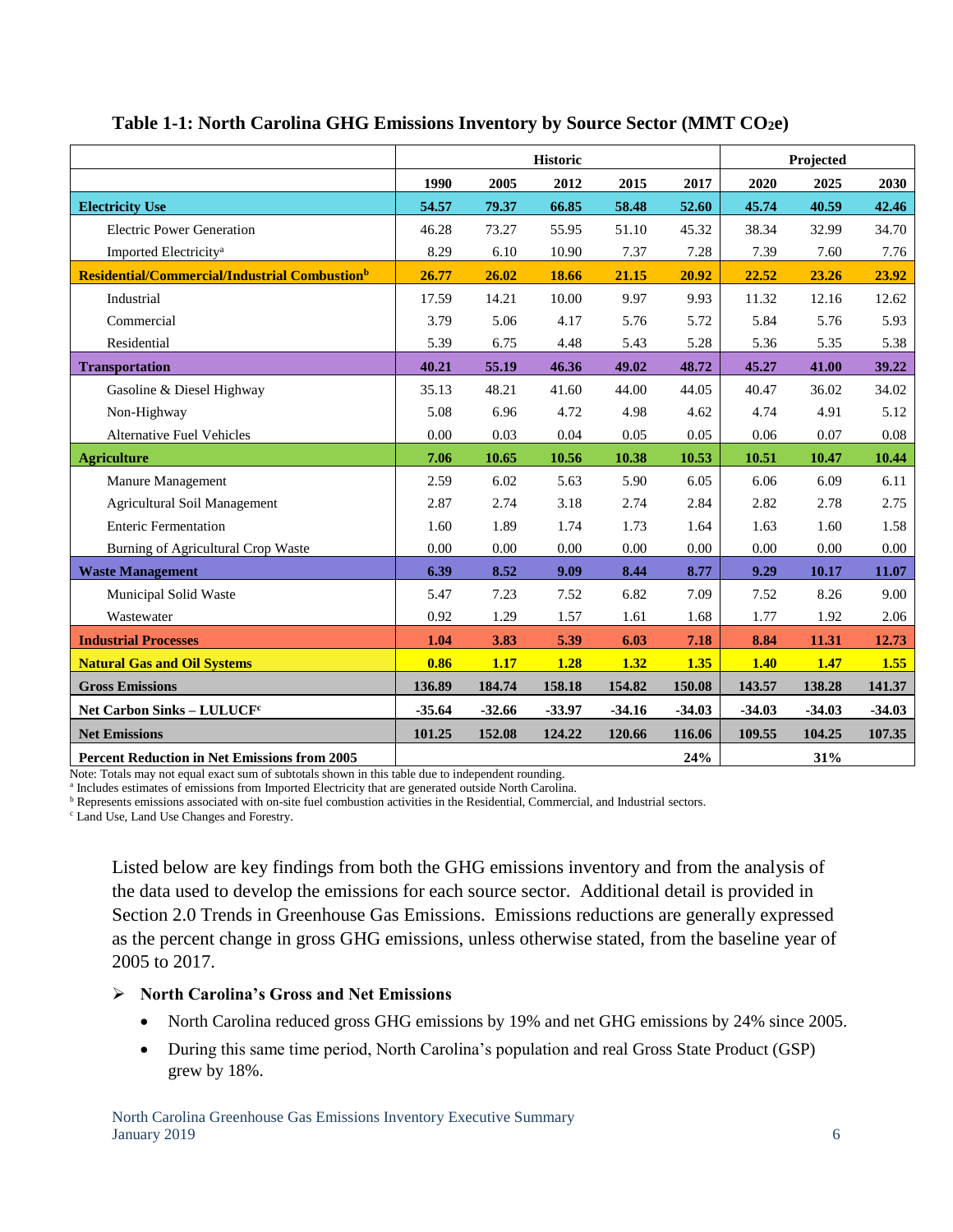**Table 1-1: North Carolina GHG Emissions Inventory by Source Sector (MMT $CO_2e$)**

| | Historic | | | | | Projected | | |
|---|---|---|---|---|---|---|---|---|
| | 1990 | 2005 | 2012 | 2015 | 2017 | 2020 | 2025 | 2030 |
| **Electricity Use** | **54.57** | **79.37** | **66.85** | **58.48** | **52.60** | **45.74** | **40.59** | **42.46** |
| Electric Power Generation | 46.28 | 73.27 | 55.95 | 51.10 | 45.32 | 38.34 | 32.99 | 34.70 |
| Imported Electricity[a] | 8.29 | 6.10 | 10.90 | 7.37 | 7.28 | 7.39 | 7.60 | 7.76 |
| **Residential/Commercial/Industrial Combustion[b]** | **26.77** | **26.02** | **18.66** | **21.15** | **20.92** | **22.52** | **23.26** | **23.92** |
| Industrial | 17.59 | 14.21 | 10.00 | 9.97 | 9.93 | 11.32 | 12.16 | 12.62 |
| Commercial | 3.79 | 5.06 | 4.17 | 5.76 | 5.72 | 5.84 | 5.76 | 5.93 |
| Residential | 5.39 | 6.75 | 4.48 | 5.43 | 5.28 | 5.36 | 5.35 | 5.38 |
| **Transportation** | **40.21** | **55.19** | **46.36** | **49.02** | **48.72** | **45.27** | **41.00** | **39.22** |
| Gasoline & Diesel Highway | 35.13 | 48.21 | 41.60 | 44.00 | 44.05 | 40.47 | 36.02 | 34.02 |
| Non-Highway | 5.08 | 6.96 | 4.72 | 4.98 | 4.62 | 4.74 | 4.91 | 5.12 |
| Alternative Fuel Vehicles | 0.00 | 0.03 | 0.04 | 0.05 | 0.05 | 0.06 | 0.07 | 0.08 |
| **Agriculture** | **7.06** | **10.65** | **10.56** | **10.38** | **10.53** | **10.51** | **10.47** | **10.44** |
| Manure Management | 2.59 | 6.02 | 5.63 | 5.90 | 6.05 | 6.06 | 6.09 | 6.11 |
| Agricultural Soil Management | 2.87 | 2.74 | 3.18 | 2.74 | 2.84 | 2.82 | 2.78 | 2.75 |
| Enteric Fermentation | 1.60 | 1.89 | 1.74 | 1.73 | 1.64 | 1.63 | 1.60 | 1.58 |
| Burning of Agricultural Crop Waste | 0.00 | 0.00 | 0.00 | 0.00 | 0.00 | 0.00 | 0.00 | 0.00 |
| **Waste Management** | **6.39** | **8.52** | **9.09** | **8.44** | **8.77** | **9.29** | **10.17** | **11.07** |
| Municipal Solid Waste | 5.47 | 7.23 | 7.52 | 6.82 | 7.09 | 7.52 | 8.26 | 9.00 |
| Wastewater | 0.92 | 1.29 | 1.57 | 1.61 | 1.68 | 1.77 | 1.92 | 2.06 |
| **Industrial Processes** | **1.04** | **3.83** | **5.39** | **6.03** | **7.18** | **8.84** | **11.31** | **12.73** |
| **Natural Gas and Oil Systems** | **0.86** | **1.17** | **1.28** | **1.32** | **1.35** | **1.40** | **1.47** | **1.55** |
| **Gross Emissions** | **136.89** | **184.74** | **158.18** | **154.82** | **150.08** | **143.57** | **138.28** | **141.37** |
| **Net Carbon Sinks – LULUCF[c]** | **-35.64** | **-32.66** | **-33.97** | **-34.16** | **-34.03** | **-34.03** | **-34.03** | **-34.03** |
| **Net Emissions** | **101.25** | **152.08** | **124.22** | **120.66** | **116.06** | **109.55** | **104.25** | **107.35** |
| **Percent Reduction in Net Emissions from 2005** | | | | | **24%** | | **31%** | |

Note: Totals may not equal exact sum of subtotals shown in this table due to independent rounding.
[a] Includes estimates of emissions from Imported Electricity that are generated outside North Carolina.
[b] Represents emissions associated with on-site fuel combustion activities in the Residential, Commercial, and Industrial sectors.
[c] Land Use, Land Use Changes and Forestry.

Listed below are key findings from both the GHG emissions inventory and from the analysis of the data used to develop the emissions for each source sector. Additional detail is provided in Section 2.0 Trends in Greenhouse Gas Emissions. Emissions reductions are generally expressed as the percent change in gross GHG emissions, unless otherwise stated, from the baseline year of 2005 to 2017.

- **North Carolina's Gross and Net Emissions**
  - North Carolina reduced gross GHG emissions by 19% and net GHG emissions by 24% since 2005.
  - During this same time period, North Carolina's population and real Gross State Product (GSP) grew by 18%.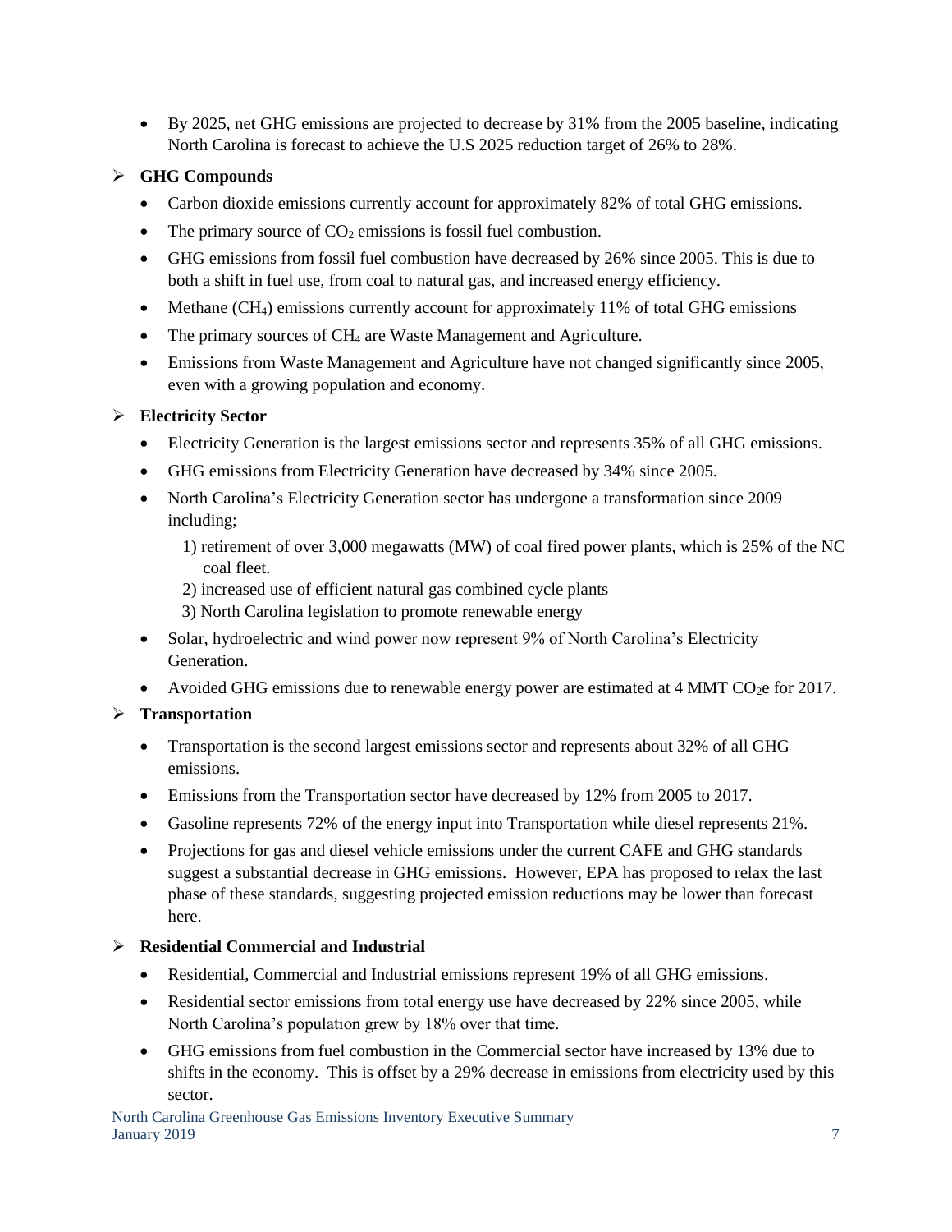- By 2025, net GHG emissions are projected to decrease by 31% from the 2005 baseline, indicating North Carolina is forecast to achieve the U.S 2025 reduction target of 26% to 28%.

- **GHG Compounds**
  - Carbon dioxide emissions currently account for approximately 82% of total GHG emissions.
  - The primary source of $CO_2$ emissions is fossil fuel combustion.
  - GHG emissions from fossil fuel combustion have decreased by 26% since 2005. This is due to both a shift in fuel use, from coal to natural gas, and increased energy efficiency.
  - Methane ($CH_4$) emissions currently account for approximately 11% of total GHG emissions
  - The primary sources of $CH_4$ are Waste Management and Agriculture.
  - Emissions from Waste Management and Agriculture have not changed significantly since 2005, even with a growing population and economy.

- **Electricity Sector**
  - Electricity Generation is the largest emissions sector and represents 35% of all GHG emissions.
  - GHG emissions from Electricity Generation have decreased by 34% since 2005.
  - North Carolina's Electricity Generation sector has undergone a transformation since 2009 including;
    1) retirement of over 3,000 megawatts (MW) of coal fired power plants, which is 25% of the NC coal fleet.
    2) increased use of efficient natural gas combined cycle plants
    3) North Carolina legislation to promote renewable energy
  - Solar, hydroelectric and wind power now represent 9% of North Carolina's Electricity Generation.
  - Avoided GHG emissions due to renewable energy power are estimated at 4 MMT $CO_2$e for 2017.

- **Transportation**
  - Transportation is the second largest emissions sector and represents about 32% of all GHG emissions.
  - Emissions from the Transportation sector have decreased by 12% from 2005 to 2017.
  - Gasoline represents 72% of the energy input into Transportation while diesel represents 21%.
  - Projections for gas and diesel vehicle emissions under the current CAFE and GHG standards suggest a substantial decrease in GHG emissions. However, EPA has proposed to relax the last phase of these standards, suggesting projected emission reductions may be lower than forecast here.

- **Residential Commercial and Industrial**
  - Residential, Commercial and Industrial emissions represent 19% of all GHG emissions.
  - Residential sector emissions from total energy use have decreased by 22% since 2005, while North Carolina's population grew by 18% over that time.
  - GHG emissions from fuel combustion in the Commercial sector have increased by 13% due to shifts in the economy. This is offset by a 29% decrease in emissions from electricity used by this sector.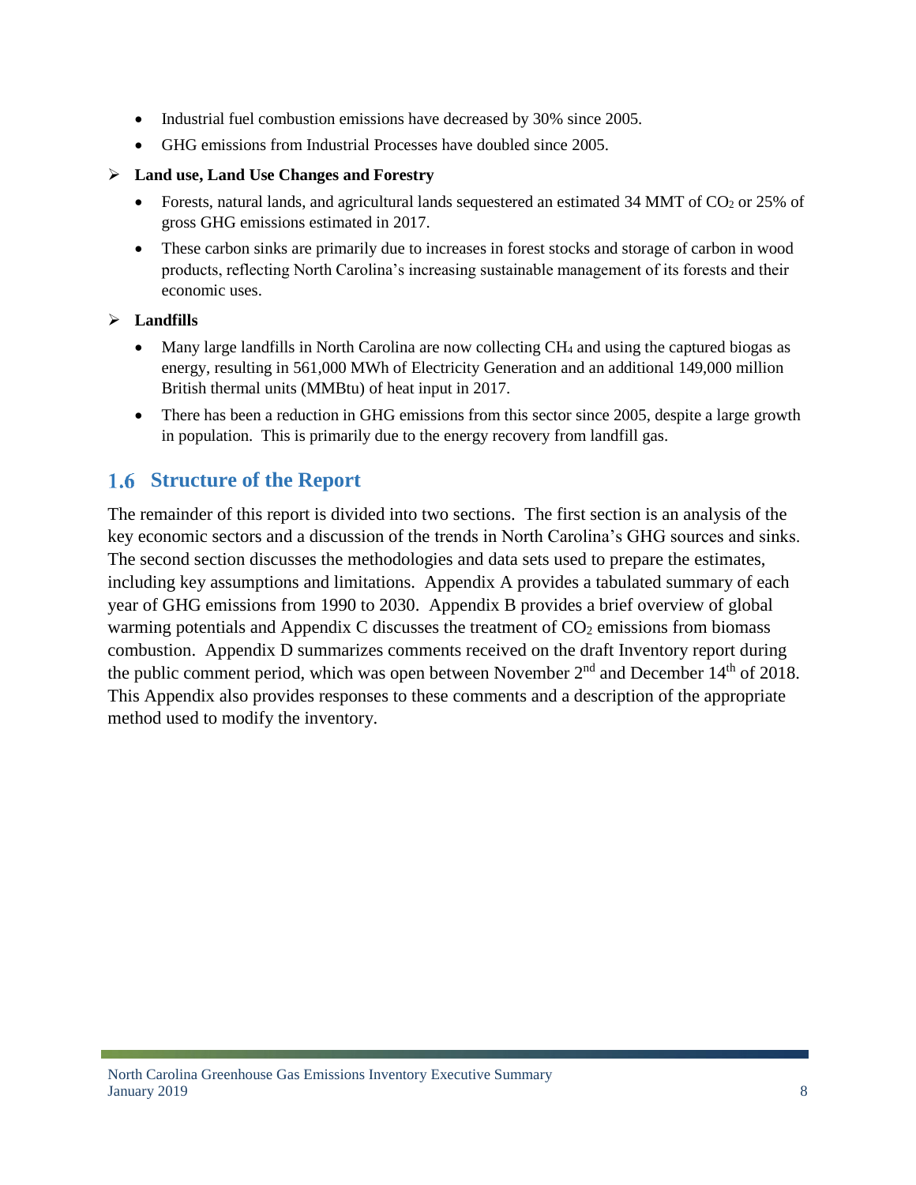- Industrial fuel combustion emissions have decreased by 30% since 2005.
- GHG emissions from Industrial Processes have doubled since 2005.

➢ **Land use, Land Use Changes and Forestry**

- Forests, natural lands, and agricultural lands sequestered an estimated 34 MMT of $CO_2$ or 25% of gross GHG emissions estimated in 2017.
- These carbon sinks are primarily due to increases in forest stocks and storage of carbon in wood products, reflecting North Carolina's increasing sustainable management of its forests and their economic uses.

➢ **Landfills**

- Many large landfills in North Carolina are now collecting $CH_4$ and using the captured biogas as energy, resulting in 561,000 MWh of Electricity Generation and an additional 149,000 million British thermal units (MMBtu) of heat input in 2017.
- There has been a reduction in GHG emissions from this sector since 2005, despite a large growth in population. This is primarily due to the energy recovery from landfill gas.

## 1.6 Structure of the Report

The remainder of this report is divided into two sections. The first section is an analysis of the key economic sectors and a discussion of the trends in North Carolina's GHG sources and sinks. The second section discusses the methodologies and data sets used to prepare the estimates, including key assumptions and limitations. Appendix A provides a tabulated summary of each year of GHG emissions from 1990 to 2030. Appendix B provides a brief overview of global warming potentials and Appendix C discusses the treatment of $CO_2$ emissions from biomass combustion. Appendix D summarizes comments received on the draft Inventory report during the public comment period, which was open between November 2nd and December 14th of 2018. This Appendix also provides responses to these comments and a description of the appropriate method used to modify the inventory.